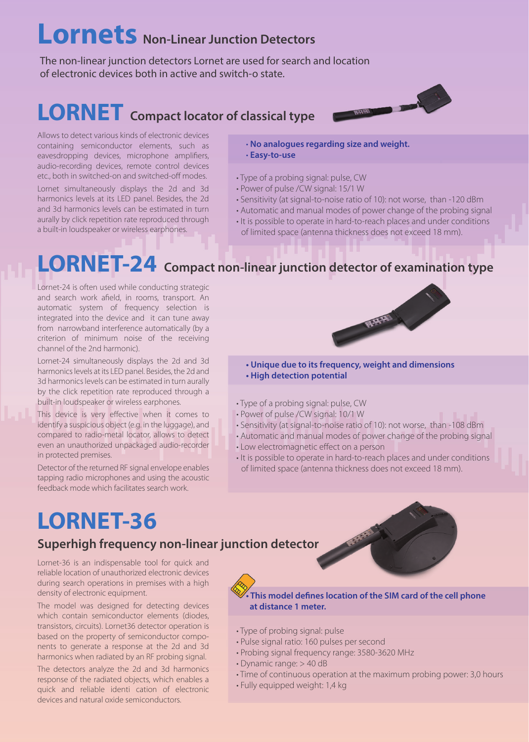# Lornets Non-Linear Junction Detectors

The non-linear junction detectors Lornet are used for search and location of electronic devices both in active and switch-o state.

## LORNET Compact locator of classical type

Allows to detect various kinds of electronic devices containing semiconductor elements, such as eavesdropping devices, microphone amplifiers, audio-recording devices, remote control devices etc., both in switched-on and switched-off modes.

Lornet simultaneously displays the 2d and 3d harmonics levels at its LED panel. Besides, the 2d and 3d harmonics levels can be estimated in turn aurally by click repetition rate reproduced through a built-in loudspeaker or wireless earphones.

- **No analogues regarding size and weight.**
- **Easy-to-use**

- Type of a probing signal: pulse, CW
- Power of pulse /CW signal: 15/1 W
- Sensitivity (at signal-to-noise ratio of 10): not worse, than -120 dBm
- Automatic and manual modes of power change of the probing signal
- It is possible to operate in hard-to-reach places and under conditions of limited space (antenna thickness does not exceed 18 mm).

## LORNET-24 Compact non-linear junction detector of examination type

Lornet-24 is often used while conducting strategic and search work afield, in rooms, transport. An automatic system of frequency selection is integrated into the device and it can tune away from narrowband interference automatically (by a criterion of minimum noise of the receiving channel of the 2nd harmonic).

Lornet-24 simultaneously displays the 2d and 3d harmonics levels at its LED panel. Besides, the 2d and 3d harmonics levels can be estimated in turn aurally by the click repetition rate reproduced through a built-in loudspeaker or wireless earphones.

This device is very effective when it comes to identify a suspicious object (e.g. in the luggage), and compared to radio-metal locator, allows to detect even an unauthorized unpackaged audio-recorder in protected premises.

Detector of the returned RF signal envelope enables tapping radio microphones and using the acoustic feedback mode which facilitates search work.

- **Unique due to its frequency, weight and dimensions**
- **High detection potential**

- Type of a probing signal: pulse, CW
- Power of pulse /CW signal: 10/1 W
- Sensitivity (at signal-to-noise ratio of 10): not worse, than -108 dBm
- Automatic and manual modes of power change of the probing signal
- Low electromagnetic effect on a person
- It is possible to operate in hard-to-reach places and under conditions of limited space (antenna thickness does not exceed 18 mm).

## LORNET-36

### Superhigh frequency non-linear junction detector

Lornet-36 is an indispensable tool for quick and reliable location of unauthorized electronic devices during search operations in premises with a high density of electronic equipment.

The model was designed for detecting devices which contain semiconductor elements (diodes, transistors, circuits). Lornet36 detector operation is based on the property of semiconductor components to generate a response at the 2d and 3d harmonics when radiated by an RF probing signal.

The detectors analyze the 2d and 3d harmonics response of the radiated objects, which enables a quick and reliable identi cation of electronic devices and natural oxide semiconductors.

- **This model defines location of the SIM card of the cell phone at distance 1 meter.**

- Type of probing signal: pulse
- Pulse signal ratio: 160 pulses per second
- Probing signal frequency range: 3580-3620 MHz
- Dynamic range: > 40 dB
- Time of continuous operation at the maximum probing power: 3,0 hours
- Fully equipped weight: 1,4 kg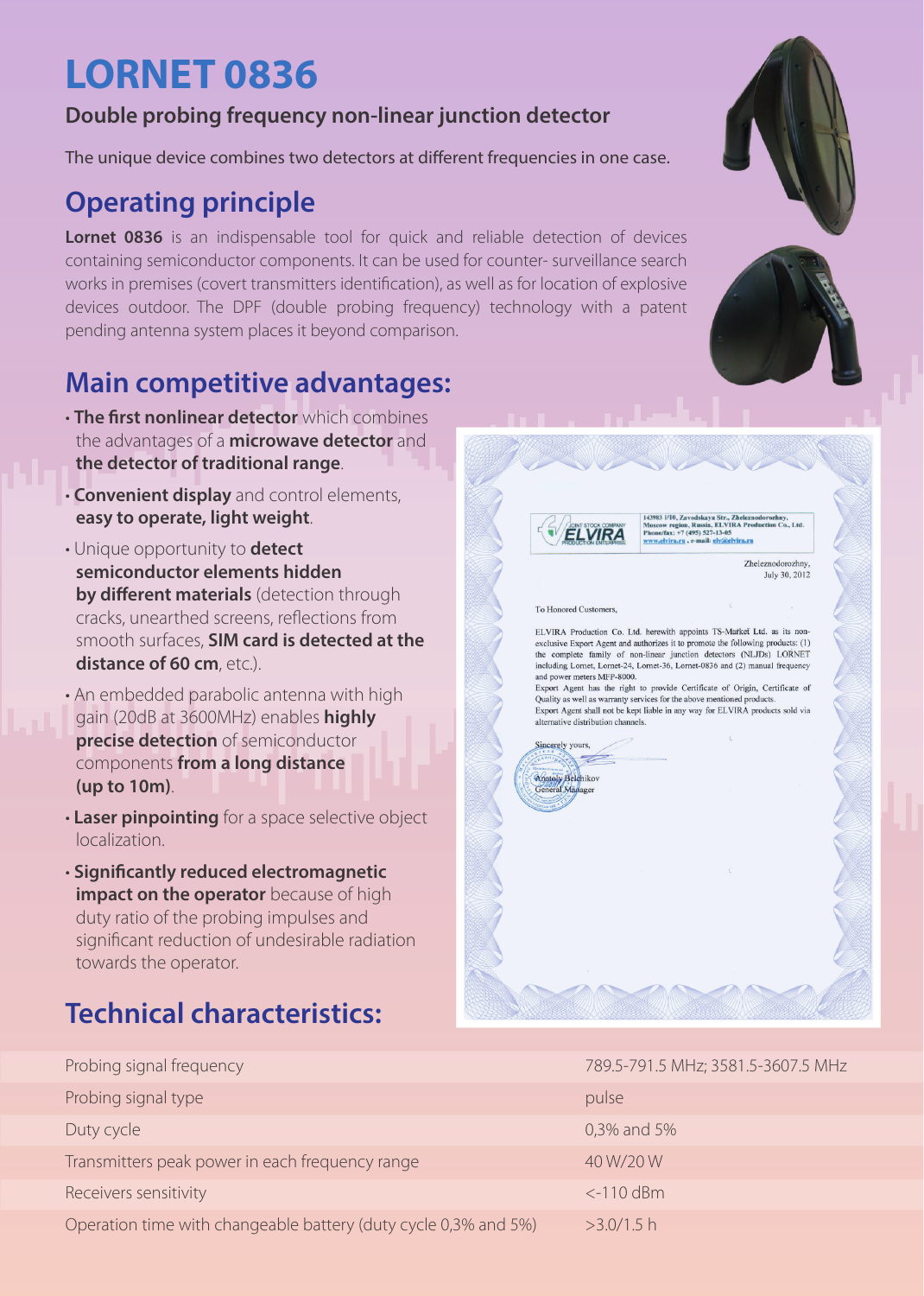# LORNET 0836

**Double probing frequency non-linear junction detector**

The unique device combines two detectors at different frequencies in one case.

## Operating principle

**Lornet 0836** is an indispensable tool for quick and reliable detection of devices containing semiconductor components. It can be used for counter- surveillance search works in premises (covert transmitters identification), as well as for location of explosive devices outdoor. The DPF (double probing frequency) technology with a patent pending antenna system places it beyond comparison.

## Main competitive advantages:

- **The first nonlinear detector** which combines the advantages of a **microwave detector** and **the detector of traditional range**.
- **Convenient display** and control elements, **easy to operate, light weight**.
- Unique opportunity to **detect semiconductor elements hidden by different materials** (detection through cracks, unearthed screens, reflections from smooth surfaces, **SIM card is detected at the distance of 60 cm**, etc.).
- An embedded parabolic antenna with high gain (20dB at 3600MHz) enables **highly precise detection** of semiconductor components **from a long distance (up to 10m)**.
- **Laser pinpointing** for a space selective object localization.
- **Significantly reduced electromagnetic impact on the operator** because of high duty ratio of the probing impulses and significant reduction of undesirable radiation towards the operator.

JOINT STOCK COMPANY ELVIRA PRODUCTION ENTERPRISE

143983 1/10, Zavodskaya Str., Zheleznodorozhny, Moscow region, Russia, ELVIRA Production Co., Ltd. Phone/fax: +7 (495) 527-13-05 www.elvira.ru , e-mail: elv@elvira.ru

Zheleznodorozhny, July 30, 2012

To Honored Customers,

ELVIRA Production Co. Ltd. herewith appoints TS-Market Ltd. as its non-exclusive Export Agent and authorizes it to promote the following products: (1) the complete family of non-linear junction detectors (NLJDs) LORNET including Lornet, Lornet-24, Lornet-36, Lornet-0836 and (2) manual frequency and power meters MFP-8000.

Export Agent has the right to provide Certificate of Origin, Certificate of Quality as well as warranty services for the above mentioned products.

Export Agent shall not be kept liable in any way for ELVIRA products sold via alternative distribution channels.

Sincerely yours,

Anatoly Belchikov
General Manager

## Technical characteristics:

| | |
|---|---|
| Probing signal frequency | 789.5-791.5 MHz; 3581.5-3607.5 MHz |
| Probing signal type | pulse |
| Duty cycle | 0,3% and 5% |
| Transmitters peak power in each frequency range | 40 W/20 W |
| Receivers sensitivity | <-110 dBm |
| Operation time with changeable battery (duty cycle 0,3% and 5%) | >3.0/1.5 h |